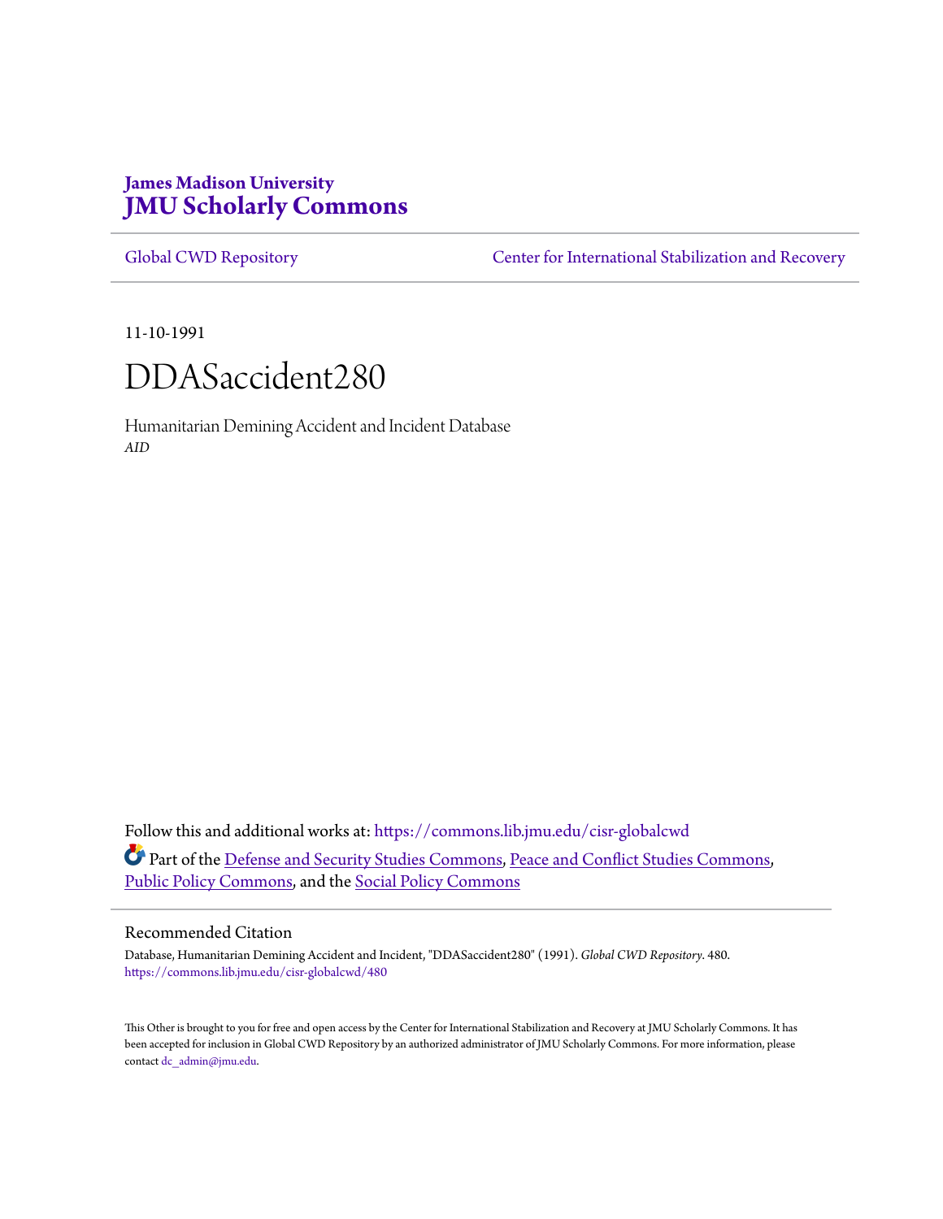# James Madison University
# JMU Scholarly Commons

Global CWD Repository | Center for International Stabilization and Recovery

11-10-1991

# DDASaccident280

Humanitarian Demining Accident and Incident Database

*AID*

Follow this and additional works at: https://commons.lib.jmu.edu/cisr-globalcwd

Part of the Defense and Security Studies Commons, Peace and Conflict Studies Commons, Public Policy Commons, and the Social Policy Commons

## Recommended Citation

Database, Humanitarian Demining Accident and Incident, "DDASaccident280" (1991). *Global CWD Repository*. 480.
https://commons.lib.jmu.edu/cisr-globalcwd/480

This Other is brought to you for free and open access by the Center for International Stabilization and Recovery at JMU Scholarly Commons. It has been accepted for inclusion in Global CWD Repository by an authorized administrator of JMU Scholarly Commons. For more information, please contact dc_admin@jmu.edu.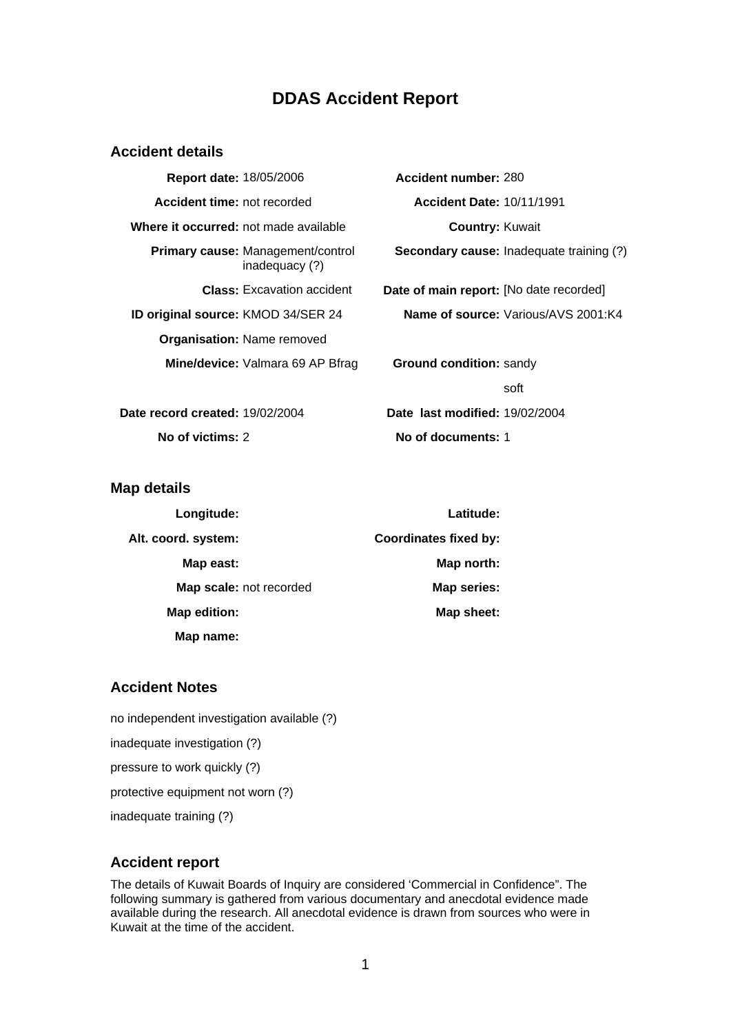# DDAS Accident Report

## Accident details

| | | | |
|---|---|---|---|
| **Report date:** | 18/05/2006 | **Accident number:** | 280 |
| **Accident time:** | not recorded | **Accident Date:** | 10/11/1991 |
| **Where it occurred:** | not made available | **Country:** | Kuwait |
| **Primary cause:** | Management/control inadequacy (?) | **Secondary cause:** | Inadequate training (?) |
| **Class:** | Excavation accident | **Date of main report:** | [No date recorded] |
| **ID original source:** | KMOD 34/SER 24 | **Name of source:** | Various/AVS 2001:K4 |
| **Organisation:** | Name removed | | |
| **Mine/device:** | Valmara 69 AP Bfrag | **Ground condition:** | sandy<br>soft |
| **Date record created:** | 19/02/2004 | **Date last modified:** | 19/02/2004 |
| **No of victims:** | 2 | **No of documents:** | 1 |

## Map details

| | | | |
|---|---|---|---|
| **Longitude:** | | **Latitude:** | |
| **Alt. coord. system:** | | **Coordinates fixed by:** | |
| **Map east:** | | **Map north:** | |
| **Map scale:** | not recorded | **Map series:** | |
| **Map edition:** | | **Map sheet:** | |
| **Map name:** | | | |

## Accident Notes

no independent investigation available (?)

inadequate investigation (?)

pressure to work quickly (?)

protective equipment not worn (?)

inadequate training (?)

## Accident report

The details of Kuwait Boards of Inquiry are considered 'Commercial in Confidence". The following summary is gathered from various documentary and anecdotal evidence made available during the research. All anecdotal evidence is drawn from sources who were in Kuwait at the time of the accident.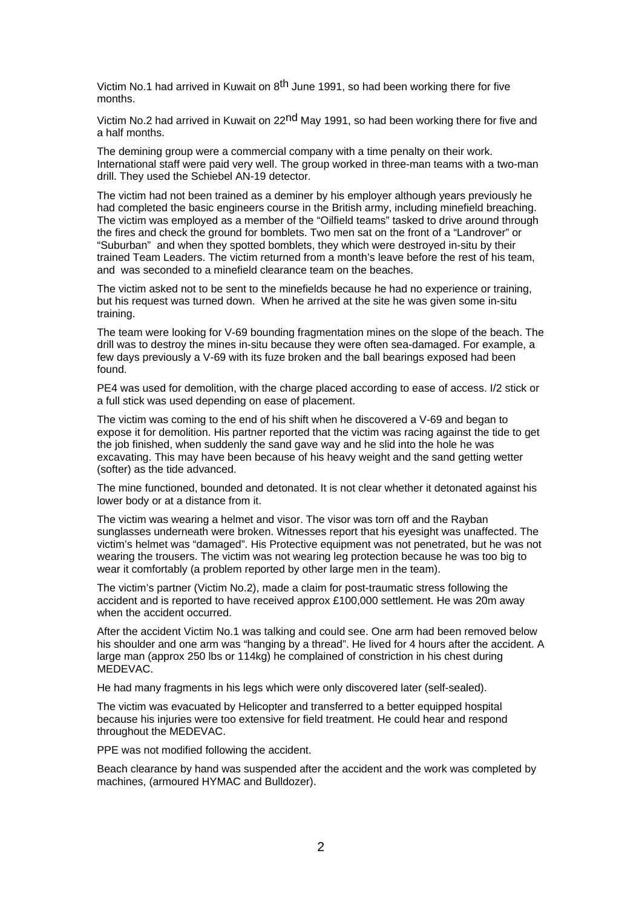Victim No.1 had arrived in Kuwait on 8th June 1991, so had been working there for five months.

Victim No.2 had arrived in Kuwait on 22nd May 1991, so had been working there for five and a half months.

The demining group were a commercial company with a time penalty on their work. International staff were paid very well. The group worked in three-man teams with a two-man drill. They used the Schiebel AN-19 detector.

The victim had not been trained as a deminer by his employer although years previously he had completed the basic engineers course in the British army, including minefield breaching. The victim was employed as a member of the "Oilfield teams" tasked to drive around through the fires and check the ground for bomblets. Two men sat on the front of a "Landrover" or "Suburban" and when they spotted bomblets, they which were destroyed in-situ by their trained Team Leaders. The victim returned from a month's leave before the rest of his team, and was seconded to a minefield clearance team on the beaches.

The victim asked not to be sent to the minefields because he had no experience or training, but his request was turned down. When he arrived at the site he was given some in-situ training.

The team were looking for V-69 bounding fragmentation mines on the slope of the beach. The drill was to destroy the mines in-situ because they were often sea-damaged. For example, a few days previously a V-69 with its fuze broken and the ball bearings exposed had been found.

PE4 was used for demolition, with the charge placed according to ease of access. I/2 stick or a full stick was used depending on ease of placement.

The victim was coming to the end of his shift when he discovered a V-69 and began to expose it for demolition. His partner reported that the victim was racing against the tide to get the job finished, when suddenly the sand gave way and he slid into the hole he was excavating. This may have been because of his heavy weight and the sand getting wetter (softer) as the tide advanced.

The mine functioned, bounded and detonated. It is not clear whether it detonated against his lower body or at a distance from it.

The victim was wearing a helmet and visor. The visor was torn off and the Rayban sunglasses underneath were broken. Witnesses report that his eyesight was unaffected. The victim's helmet was "damaged". His Protective equipment was not penetrated, but he was not wearing the trousers. The victim was not wearing leg protection because he was too big to wear it comfortably (a problem reported by other large men in the team).

The victim's partner (Victim No.2), made a claim for post-traumatic stress following the accident and is reported to have received approx £100,000 settlement. He was 20m away when the accident occurred.

After the accident Victim No.1 was talking and could see. One arm had been removed below his shoulder and one arm was "hanging by a thread". He lived for 4 hours after the accident. A large man (approx 250 lbs or 114kg) he complained of constriction in his chest during MEDEVAC.

He had many fragments in his legs which were only discovered later (self-sealed).

The victim was evacuated by Helicopter and transferred to a better equipped hospital because his injuries were too extensive for field treatment. He could hear and respond throughout the MEDEVAC.

PPE was not modified following the accident.

Beach clearance by hand was suspended after the accident and the work was completed by machines, (armoured HYMAC and Bulldozer).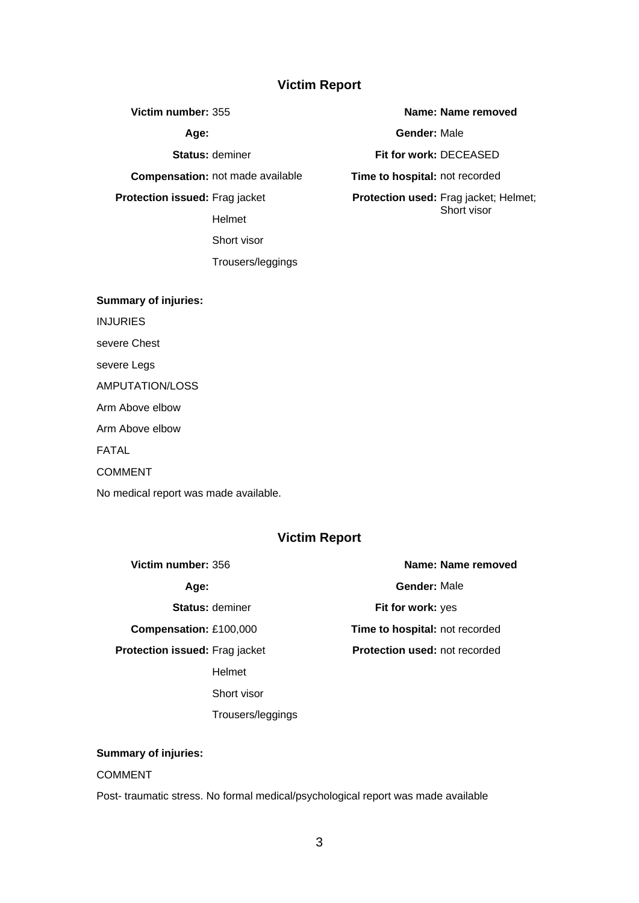## Victim Report

**Victim number:** 355

**Name:** Name removed

**Age:**

**Gender:** Male

**Status:** deminer

**Fit for work:** DECEASED

**Compensation:** not made available

**Time to hospital:** not recorded

**Protection issued:** Frag jacket
Helmet
Short visor
Trousers/leggings

**Protection used:** Frag jacket; Helmet; Short visor

**Summary of injuries:**

INJURIES

severe Chest

severe Legs

AMPUTATION/LOSS

Arm Above elbow

Arm Above elbow

FATAL

COMMENT

No medical report was made available.

## Victim Report

**Victim number:** 356

**Name:** Name removed

**Age:**

**Gender:** Male

**Status:** deminer

**Fit for work:** yes

**Compensation:** £100,000

**Time to hospital:** not recorded

**Protection issued:** Frag jacket
Helmet
Short visor
Trousers/leggings

**Protection used:** not recorded

**Summary of injuries:**

COMMENT

Post- traumatic stress. No formal medical/psychological report was made available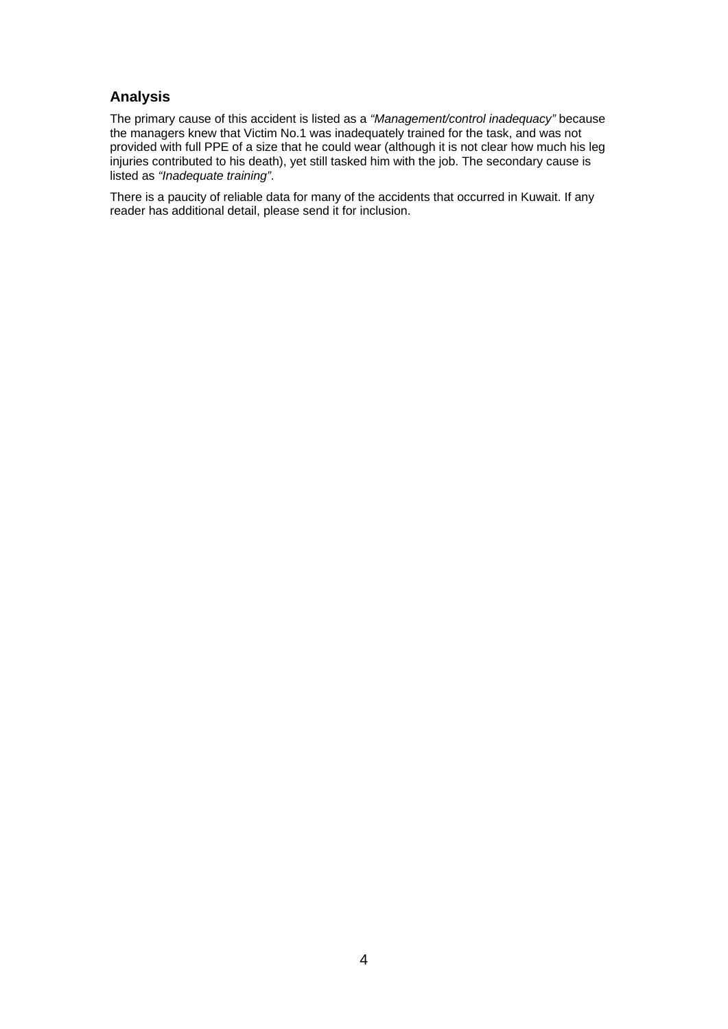## Analysis

The primary cause of this accident is listed as a *"Management/control inadequacy"* because the managers knew that Victim No.1 was inadequately trained for the task, and was not provided with full PPE of a size that he could wear (although it is not clear how much his leg injuries contributed to his death), yet still tasked him with the job. The secondary cause is listed as *"Inadequate training"*.

There is a paucity of reliable data for many of the accidents that occurred in Kuwait. If any reader has additional detail, please send it for inclusion.